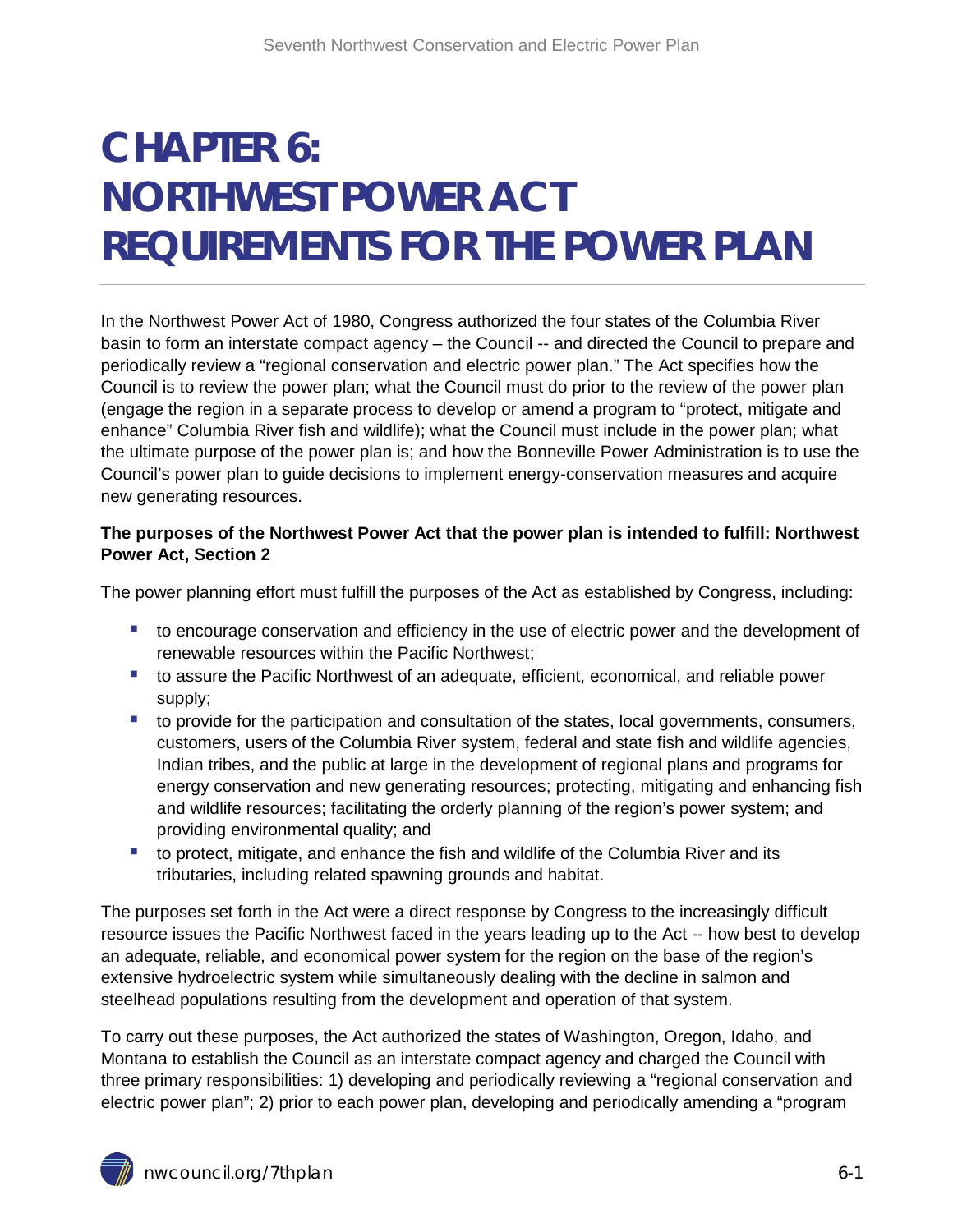# CHAPTER 6: NORTHWEST POWER ACT REQUIREMENTS FOR THE POWER PLAN

In the Northwest Power Act of 1980, Congress authorized the four states of the Columbia River basin to form an interstate compact agency – the Council -- and directed the Council to prepare and periodically review a "regional conservation and electric power plan." The Act specifies how the Council is to review the power plan; what the Council must do prior to the review of the power plan (engage the region in a separate process to develop or amend a program to "protect, mitigate and enhance" Columbia River fish and wildlife); what the Council must include in the power plan; what the ultimate purpose of the power plan is; and how the Bonneville Power Administration is to use the Council's power plan to guide decisions to implement energy-conservation measures and acquire new generating resources.

**The purposes of the Northwest Power Act that the power plan is intended to fulfill: Northwest Power Act, Section 2**

The power planning effort must fulfill the purposes of the Act as established by Congress, including:

- to encourage conservation and efficiency in the use of electric power and the development of renewable resources within the Pacific Northwest;
- to assure the Pacific Northwest of an adequate, efficient, economical, and reliable power supply;
- to provide for the participation and consultation of the states, local governments, consumers, customers, users of the Columbia River system, federal and state fish and wildlife agencies, Indian tribes, and the public at large in the development of regional plans and programs for energy conservation and new generating resources; protecting, mitigating and enhancing fish and wildlife resources; facilitating the orderly planning of the region's power system; and providing environmental quality; and
- to protect, mitigate, and enhance the fish and wildlife of the Columbia River and its tributaries, including related spawning grounds and habitat.

The purposes set forth in the Act were a direct response by Congress to the increasingly difficult resource issues the Pacific Northwest faced in the years leading up to the Act -- how best to develop an adequate, reliable, and economical power system for the region on the base of the region's extensive hydroelectric system while simultaneously dealing with the decline in salmon and steelhead populations resulting from the development and operation of that system.

To carry out these purposes, the Act authorized the states of Washington, Oregon, Idaho, and Montana to establish the Council as an interstate compact agency and charged the Council with three primary responsibilities: 1) developing and periodically reviewing a "regional conservation and electric power plan"; 2) prior to each power plan, developing and periodically amending a "program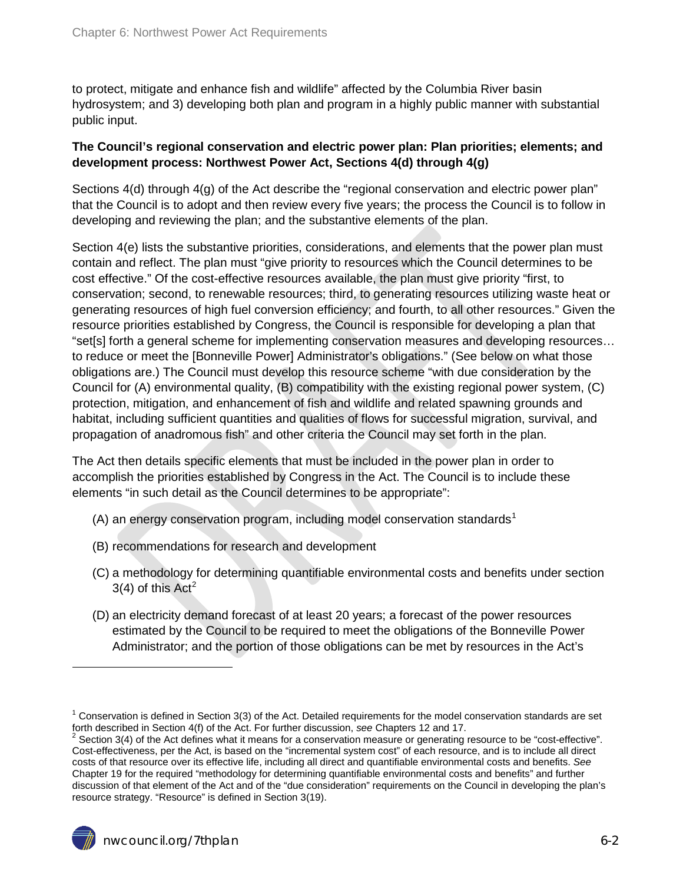to protect, mitigate and enhance fish and wildlife" affected by the Columbia River basin hydrosystem; and 3) developing both plan and program in a highly public manner with substantial public input.

**The Council's regional conservation and electric power plan: Plan priorities; elements; and development process: Northwest Power Act, Sections 4(d) through 4(g)**

Sections 4(d) through 4(g) of the Act describe the "regional conservation and electric power plan" that the Council is to adopt and then review every five years; the process the Council is to follow in developing and reviewing the plan; and the substantive elements of the plan.

Section 4(e) lists the substantive priorities, considerations, and elements that the power plan must contain and reflect. The plan must "give priority to resources which the Council determines to be cost effective." Of the cost-effective resources available, the plan must give priority "first, to conservation; second, to renewable resources; third, to generating resources utilizing waste heat or generating resources of high fuel conversion efficiency; and fourth, to all other resources." Given the resource priorities established by Congress, the Council is responsible for developing a plan that "set[s] forth a general scheme for implementing conservation measures and developing resources… to reduce or meet the [Bonneville Power] Administrator's obligations." (See below on what those obligations are.) The Council must develop this resource scheme "with due consideration by the Council for (A) environmental quality, (B) compatibility with the existing regional power system, (C) protection, mitigation, and enhancement of fish and wildlife and related spawning grounds and habitat, including sufficient quantities and qualities of flows for successful migration, survival, and propagation of anadromous fish" and other criteria the Council may set forth in the plan.

The Act then details specific elements that must be included in the power plan in order to accomplish the priorities established by Congress in the Act. The Council is to include these elements "in such detail as the Council determines to be appropriate":

(A) an energy conservation program, including model conservation standards[1]

(B) recommendations for research and development

(C) a methodology for determining quantifiable environmental costs and benefits under section 3(4) of this Act[2]

(D) an electricity demand forecast of at least 20 years; a forecast of the power resources estimated by the Council to be required to meet the obligations of the Bonneville Power Administrator; and the portion of those obligations can be met by resources in the Act's

---

[1] Conservation is defined in Section 3(3) of the Act. Detailed requirements for the model conservation standards are set forth described in Section 4(f) of the Act. For further discussion, *see* Chapters 12 and 17.

[2] Section 3(4) of the Act defines what it means for a conservation measure or generating resource to be "cost-effective". Cost-effectiveness, per the Act, is based on the "incremental system cost" of each resource, and is to include all direct costs of that resource over its effective life, including all direct and quantifiable environmental costs and benefits. *See* Chapter 19 for the required "methodology for determining quantifiable environmental costs and benefits" and further discussion of that element of the Act and of the "due consideration" requirements on the Council in developing the plan's resource strategy. "Resource" is defined in Section 3(19).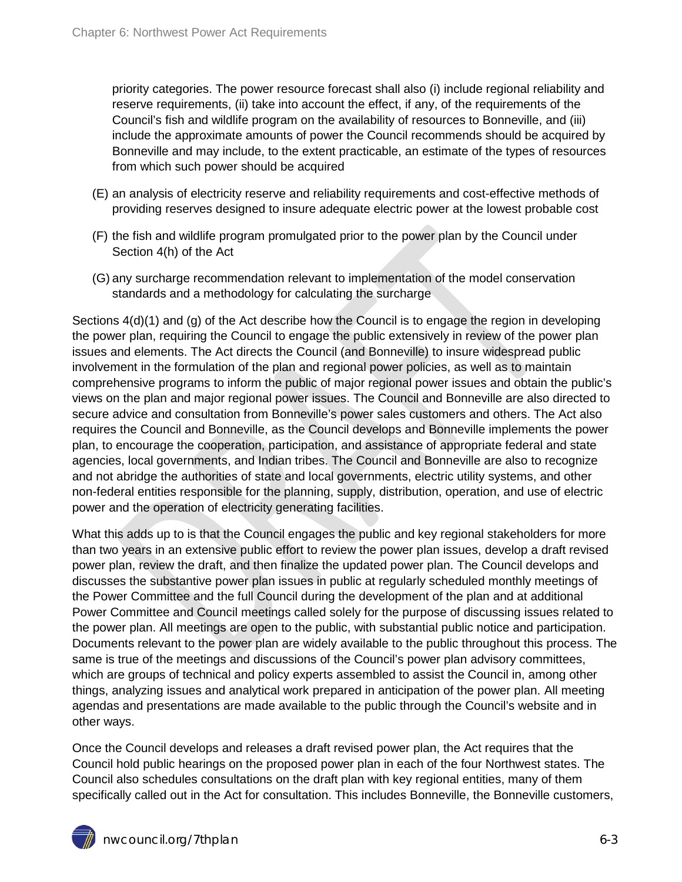priority categories. The power resource forecast shall also (i) include regional reliability and reserve requirements, (ii) take into account the effect, if any, of the requirements of the Council's fish and wildlife program on the availability of resources to Bonneville, and (iii) include the approximate amounts of power the Council recommends should be acquired by Bonneville and may include, to the extent practicable, an estimate of the types of resources from which such power should be acquired

(E) an analysis of electricity reserve and reliability requirements and cost-effective methods of providing reserves designed to insure adequate electric power at the lowest probable cost

(F) the fish and wildlife program promulgated prior to the power plan by the Council under Section 4(h) of the Act

(G) any surcharge recommendation relevant to implementation of the model conservation standards and a methodology for calculating the surcharge

Sections 4(d)(1) and (g) of the Act describe how the Council is to engage the region in developing the power plan, requiring the Council to engage the public extensively in review of the power plan issues and elements. The Act directs the Council (and Bonneville) to insure widespread public involvement in the formulation of the plan and regional power policies, as well as to maintain comprehensive programs to inform the public of major regional power issues and obtain the public's views on the plan and major regional power issues. The Council and Bonneville are also directed to secure advice and consultation from Bonneville's power sales customers and others. The Act also requires the Council and Bonneville, as the Council develops and Bonneville implements the power plan, to encourage the cooperation, participation, and assistance of appropriate federal and state agencies, local governments, and Indian tribes. The Council and Bonneville are also to recognize and not abridge the authorities of state and local governments, electric utility systems, and other non-federal entities responsible for the planning, supply, distribution, operation, and use of electric power and the operation of electricity generating facilities.

What this adds up to is that the Council engages the public and key regional stakeholders for more than two years in an extensive public effort to review the power plan issues, develop a draft revised power plan, review the draft, and then finalize the updated power plan. The Council develops and discusses the substantive power plan issues in public at regularly scheduled monthly meetings of the Power Committee and the full Council during the development of the plan and at additional Power Committee and Council meetings called solely for the purpose of discussing issues related to the power plan. All meetings are open to the public, with substantial public notice and participation. Documents relevant to the power plan are widely available to the public throughout this process. The same is true of the meetings and discussions of the Council's power plan advisory committees, which are groups of technical and policy experts assembled to assist the Council in, among other things, analyzing issues and analytical work prepared in anticipation of the power plan. All meeting agendas and presentations are made available to the public through the Council's website and in other ways.

Once the Council develops and releases a draft revised power plan, the Act requires that the Council hold public hearings on the proposed power plan in each of the four Northwest states. The Council also schedules consultations on the draft plan with key regional entities, many of them specifically called out in the Act for consultation. This includes Bonneville, the Bonneville customers,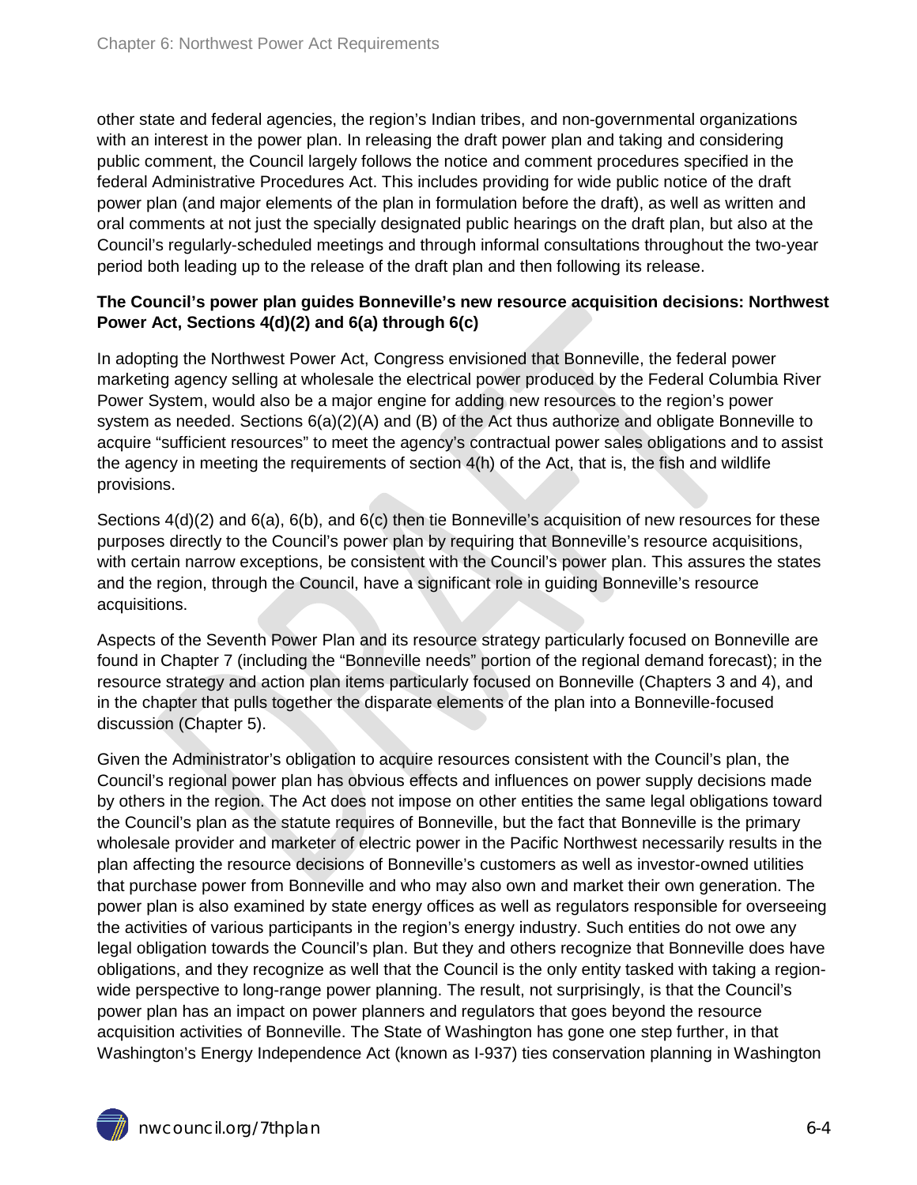other state and federal agencies, the region's Indian tribes, and non-governmental organizations with an interest in the power plan. In releasing the draft power plan and taking and considering public comment, the Council largely follows the notice and comment procedures specified in the federal Administrative Procedures Act. This includes providing for wide public notice of the draft power plan (and major elements of the plan in formulation before the draft), as well as written and oral comments at not just the specially designated public hearings on the draft plan, but also at the Council's regularly-scheduled meetings and through informal consultations throughout the two-year period both leading up to the release of the draft plan and then following its release.

**The Council's power plan guides Bonneville's new resource acquisition decisions: Northwest Power Act, Sections 4(d)(2) and 6(a) through 6(c)**

In adopting the Northwest Power Act, Congress envisioned that Bonneville, the federal power marketing agency selling at wholesale the electrical power produced by the Federal Columbia River Power System, would also be a major engine for adding new resources to the region's power system as needed. Sections 6(a)(2)(A) and (B) of the Act thus authorize and obligate Bonneville to acquire "sufficient resources" to meet the agency's contractual power sales obligations and to assist the agency in meeting the requirements of section 4(h) of the Act, that is, the fish and wildlife provisions.

Sections 4(d)(2) and 6(a), 6(b), and 6(c) then tie Bonneville's acquisition of new resources for these purposes directly to the Council's power plan by requiring that Bonneville's resource acquisitions, with certain narrow exceptions, be consistent with the Council's power plan. This assures the states and the region, through the Council, have a significant role in guiding Bonneville's resource acquisitions.

Aspects of the Seventh Power Plan and its resource strategy particularly focused on Bonneville are found in Chapter 7 (including the "Bonneville needs" portion of the regional demand forecast); in the resource strategy and action plan items particularly focused on Bonneville (Chapters 3 and 4), and in the chapter that pulls together the disparate elements of the plan into a Bonneville-focused discussion (Chapter 5).

Given the Administrator's obligation to acquire resources consistent with the Council's plan, the Council's regional power plan has obvious effects and influences on power supply decisions made by others in the region. The Act does not impose on other entities the same legal obligations toward the Council's plan as the statute requires of Bonneville, but the fact that Bonneville is the primary wholesale provider and marketer of electric power in the Pacific Northwest necessarily results in the plan affecting the resource decisions of Bonneville's customers as well as investor-owned utilities that purchase power from Bonneville and who may also own and market their own generation. The power plan is also examined by state energy offices as well as regulators responsible for overseeing the activities of various participants in the region's energy industry. Such entities do not owe any legal obligation towards the Council's plan. But they and others recognize that Bonneville does have obligations, and they recognize as well that the Council is the only entity tasked with taking a region-wide perspective to long-range power planning. The result, not surprisingly, is that the Council's power plan has an impact on power planners and regulators that goes beyond the resource acquisition activities of Bonneville. The State of Washington has gone one step further, in that Washington's Energy Independence Act (known as I-937) ties conservation planning in Washington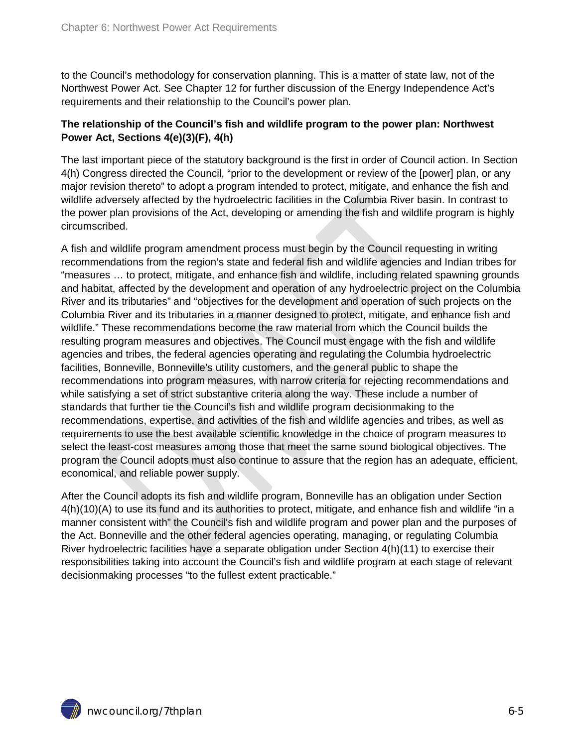to the Council's methodology for conservation planning. This is a matter of state law, not of the Northwest Power Act. See Chapter 12 for further discussion of the Energy Independence Act's requirements and their relationship to the Council's power plan.

**The relationship of the Council's fish and wildlife program to the power plan: Northwest Power Act, Sections 4(e)(3)(F), 4(h)**

The last important piece of the statutory background is the first in order of Council action. In Section 4(h) Congress directed the Council, "prior to the development or review of the [power] plan, or any major revision thereto" to adopt a program intended to protect, mitigate, and enhance the fish and wildlife adversely affected by the hydroelectric facilities in the Columbia River basin. In contrast to the power plan provisions of the Act, developing or amending the fish and wildlife program is highly circumscribed.

A fish and wildlife program amendment process must begin by the Council requesting in writing recommendations from the region's state and federal fish and wildlife agencies and Indian tribes for "measures … to protect, mitigate, and enhance fish and wildlife, including related spawning grounds and habitat, affected by the development and operation of any hydroelectric project on the Columbia River and its tributaries" and "objectives for the development and operation of such projects on the Columbia River and its tributaries in a manner designed to protect, mitigate, and enhance fish and wildlife." These recommendations become the raw material from which the Council builds the resulting program measures and objectives. The Council must engage with the fish and wildlife agencies and tribes, the federal agencies operating and regulating the Columbia hydroelectric facilities, Bonneville, Bonneville's utility customers, and the general public to shape the recommendations into program measures, with narrow criteria for rejecting recommendations and while satisfying a set of strict substantive criteria along the way. These include a number of standards that further tie the Council's fish and wildlife program decisionmaking to the recommendations, expertise, and activities of the fish and wildlife agencies and tribes, as well as requirements to use the best available scientific knowledge in the choice of program measures to select the least-cost measures among those that meet the same sound biological objectives. The program the Council adopts must also continue to assure that the region has an adequate, efficient, economical, and reliable power supply.

After the Council adopts its fish and wildlife program, Bonneville has an obligation under Section 4(h)(10)(A) to use its fund and its authorities to protect, mitigate, and enhance fish and wildlife "in a manner consistent with" the Council's fish and wildlife program and power plan and the purposes of the Act. Bonneville and the other federal agencies operating, managing, or regulating Columbia River hydroelectric facilities have a separate obligation under Section 4(h)(11) to exercise their responsibilities taking into account the Council's fish and wildlife program at each stage of relevant decisionmaking processes "to the fullest extent practicable."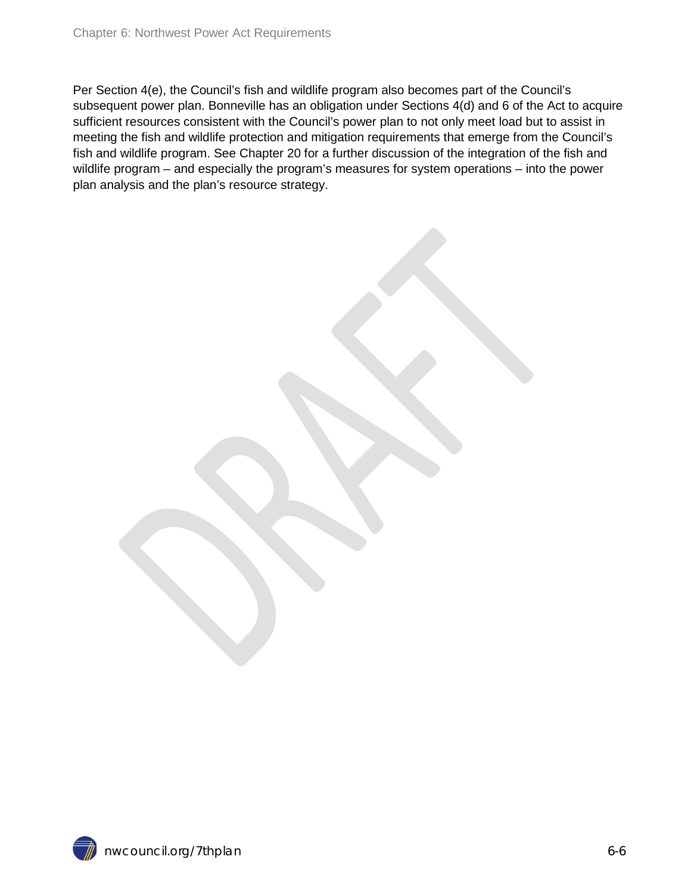Per Section 4(e), the Council's fish and wildlife program also becomes part of the Council's subsequent power plan. Bonneville has an obligation under Sections 4(d) and 6 of the Act to acquire sufficient resources consistent with the Council's power plan to not only meet load but to assist in meeting the fish and wildlife protection and mitigation requirements that emerge from the Council's fish and wildlife program. See Chapter 20 for a further discussion of the integration of the fish and wildlife program – and especially the program's measures for system operations – into the power plan analysis and the plan's resource strategy.